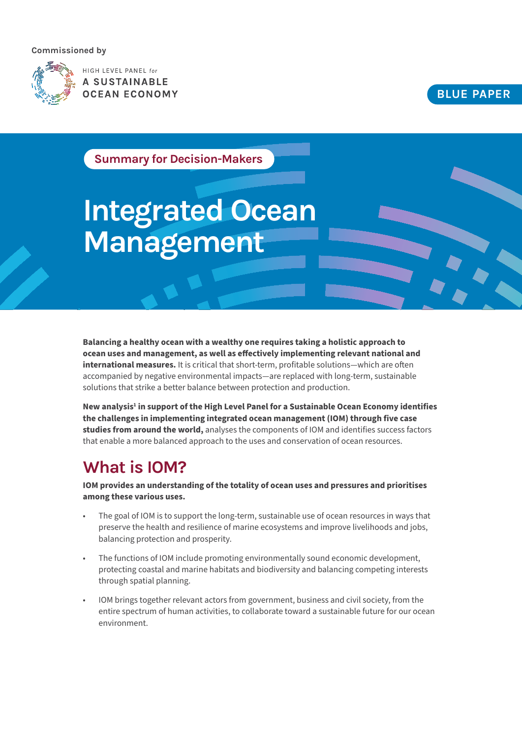Commissioned by

HIGH LEVEL PANEL *for* A SUSTAINABLE OCEAN ECONOMY

BLUE PAPER

Summary for Decision-Makers

# Integrated Ocean Management

**Balancing a healthy ocean with a wealthy one requires taking a holistic approach to ocean uses and management, as well as effectively implementing relevant national and international measures.** It is critical that short-term, profitable solutions—which are often accompanied by negative environmental impacts—are replaced with long-term, sustainable solutions that strike a better balance between protection and production.

**New analysis[1] in support of the High Level Panel for a Sustainable Ocean Economy identifies the challenges in implementing integrated ocean management (IOM) through five case studies from around the world,** analyses the components of IOM and identifies success factors that enable a more balanced approach to the uses and conservation of ocean resources.

## What is IOM?

**IOM provides an understanding of the totality of ocean uses and pressures and prioritises among these various uses.**

- The goal of IOM is to support the long-term, sustainable use of ocean resources in ways that preserve the health and resilience of marine ecosystems and improve livelihoods and jobs, balancing protection and prosperity.
- The functions of IOM include promoting environmentally sound economic development, protecting coastal and marine habitats and biodiversity and balancing competing interests through spatial planning.
- IOM brings together relevant actors from government, business and civil society, from the entire spectrum of human activities, to collaborate toward a sustainable future for our ocean environment.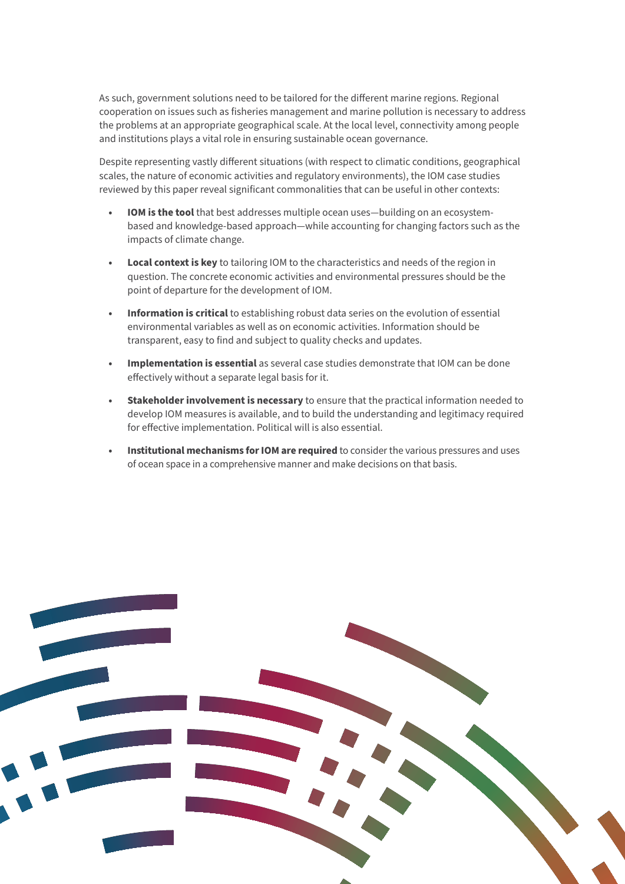As such, government solutions need to be tailored for the different marine regions. Regional cooperation on issues such as fisheries management and marine pollution is necessary to address the problems at an appropriate geographical scale. At the local level, connectivity among people and institutions plays a vital role in ensuring sustainable ocean governance.

Despite representing vastly different situations (with respect to climatic conditions, geographical scales, the nature of economic activities and regulatory environments), the IOM case studies reviewed by this paper reveal significant commonalities that can be useful in other contexts:

- **IOM is the tool** that best addresses multiple ocean uses—building on an ecosystem-based and knowledge-based approach—while accounting for changing factors such as the impacts of climate change.
- **Local context is key** to tailoring IOM to the characteristics and needs of the region in question. The concrete economic activities and environmental pressures should be the point of departure for the development of IOM.
- **Information is critical** to establishing robust data series on the evolution of essential environmental variables as well as on economic activities. Information should be transparent, easy to find and subject to quality checks and updates.
- **Implementation is essential** as several case studies demonstrate that IOM can be done effectively without a separate legal basis for it.
- **Stakeholder involvement is necessary** to ensure that the practical information needed to develop IOM measures is available, and to build the understanding and legitimacy required for effective implementation. Political will is also essential.
- **Institutional mechanisms for IOM are required** to consider the various pressures and uses of ocean space in a comprehensive manner and make decisions on that basis.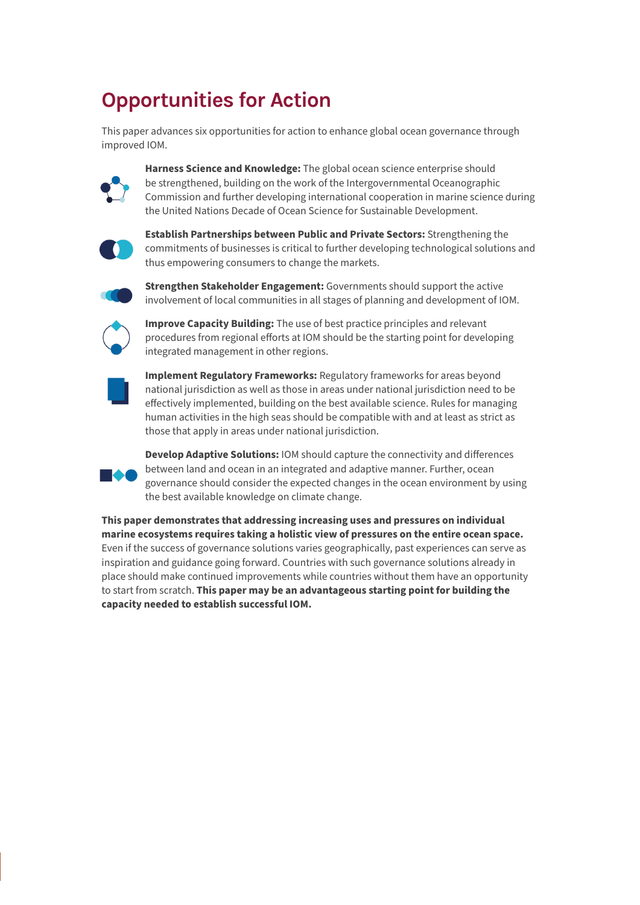# Opportunities for Action

This paper advances six opportunities for action to enhance global ocean governance through improved IOM.

**Harness Science and Knowledge:** The global ocean science enterprise should be strengthened, building on the work of the Intergovernmental Oceanographic Commission and further developing international cooperation in marine science during the United Nations Decade of Ocean Science for Sustainable Development.

**Establish Partnerships between Public and Private Sectors:** Strengthening the commitments of businesses is critical to further developing technological solutions and thus empowering consumers to change the markets.

**Strengthen Stakeholder Engagement:** Governments should support the active involvement of local communities in all stages of planning and development of IOM.

**Improve Capacity Building:** The use of best practice principles and relevant procedures from regional efforts at IOM should be the starting point for developing integrated management in other regions.

**Implement Regulatory Frameworks:** Regulatory frameworks for areas beyond national jurisdiction as well as those in areas under national jurisdiction need to be effectively implemented, building on the best available science. Rules for managing human activities in the high seas should be compatible with and at least as strict as those that apply in areas under national jurisdiction.

**Develop Adaptive Solutions:** IOM should capture the connectivity and differences between land and ocean in an integrated and adaptive manner. Further, ocean governance should consider the expected changes in the ocean environment by using the best available knowledge on climate change.

**This paper demonstrates that addressing increasing uses and pressures on individual marine ecosystems requires taking a holistic view of pressures on the entire ocean space.** Even if the success of governance solutions varies geographically, past experiences can serve as inspiration and guidance going forward. Countries with such governance solutions already in place should make continued improvements while countries without them have an opportunity to start from scratch. **This paper may be an advantageous starting point for building the capacity needed to establish successful IOM.**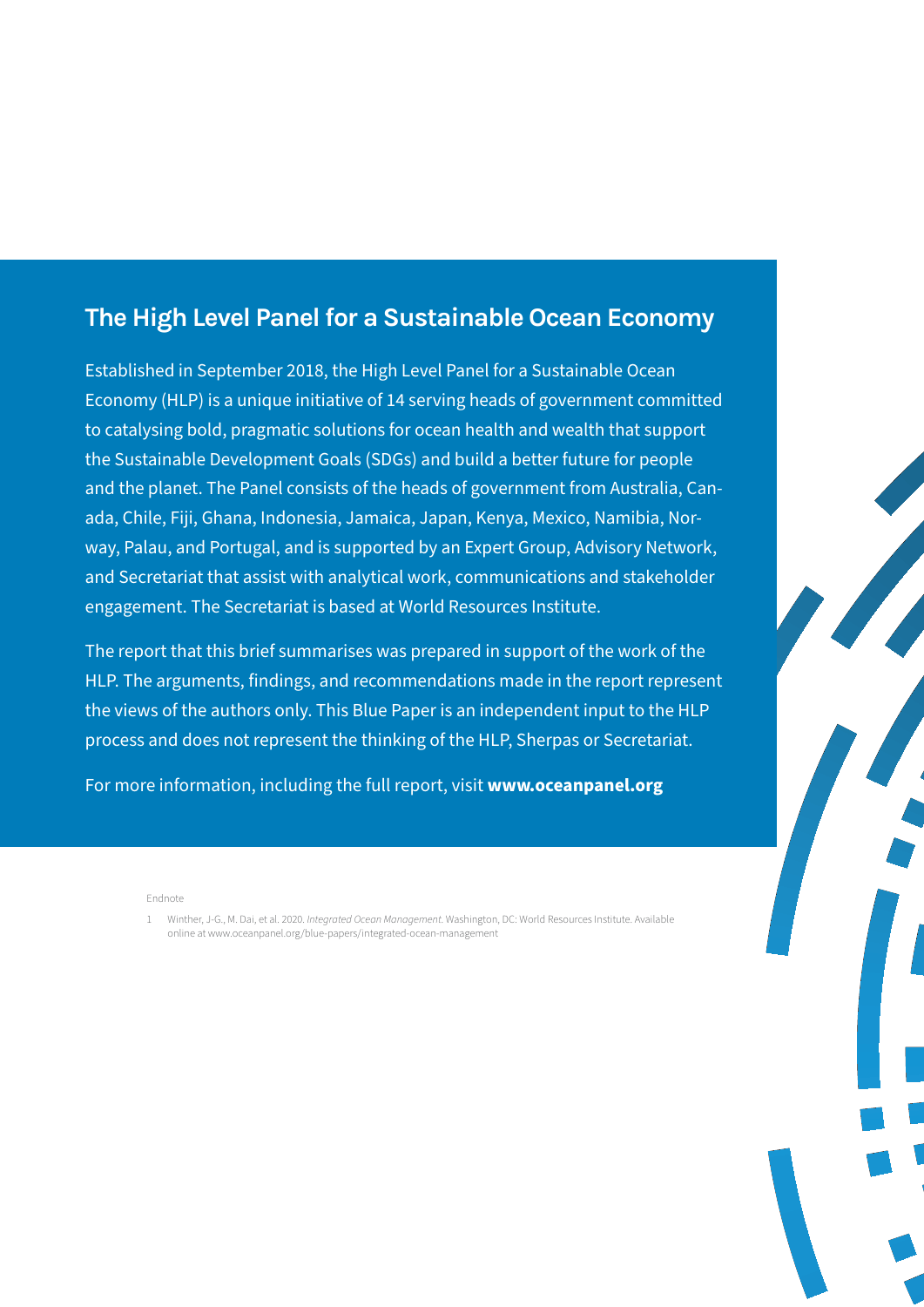## The High Level Panel for a Sustainable Ocean Economy

Established in September 2018, the High Level Panel for a Sustainable Ocean Economy (HLP) is a unique initiative of 14 serving heads of government committed to catalysing bold, pragmatic solutions for ocean health and wealth that support the Sustainable Development Goals (SDGs) and build a better future for people and the planet. The Panel consists of the heads of government from Australia, Canada, Chile, Fiji, Ghana, Indonesia, Jamaica, Japan, Kenya, Mexico, Namibia, Norway, Palau, and Portugal, and is supported by an Expert Group, Advisory Network, and Secretariat that assist with analytical work, communications and stakeholder engagement. The Secretariat is based at World Resources Institute.

The report that this brief summarises was prepared in support of the work of the HLP. The arguments, findings, and recommendations made in the report represent the views of the authors only. This Blue Paper is an independent input to the HLP process and does not represent the thinking of the HLP, Sherpas or Secretariat.

For more information, including the full report, visit **www.oceanpanel.org**

Endnote

1 Winther, J-G., M. Dai, et al. 2020. *Integrated Ocean Management*. Washington, DC: World Resources Institute. Available online at www.oceanpanel.org/blue-papers/integrated-ocean-management